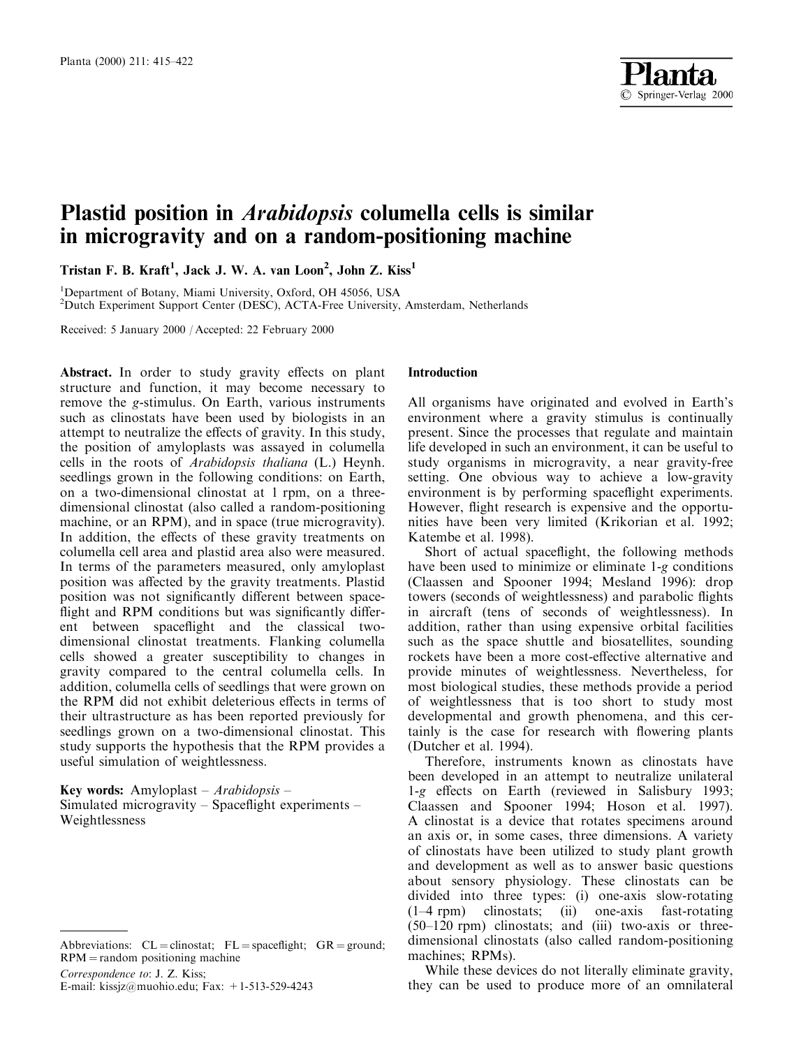# Plastid position in *Arabidopsis* columella cells is similar in microgravity and on a random-positioning machine

**Tristan F. B. Kraft[1], Jack J. W. A. van Loon[2], John Z. Kiss[1]**

[1]Department of Botany, Miami University, Oxford, OH 45056, USA
[2]Dutch Experiment Support Center (DESC), ACTA-Free University, Amsterdam, Netherlands

Received: 5 January 2000 / Accepted: 22 February 2000

**Abstract.** In order to study gravity effects on plant structure and function, it may become necessary to remove the *g*-stimulus. On Earth, various instruments such as clinostats have been used by biologists in an attempt to neutralize the effects of gravity. In this study, the position of amyloplasts was assayed in columella cells in the roots of *Arabidopsis thaliana* (L.) Heynh. seedlings grown in the following conditions: on Earth, on a two-dimensional clinostat at 1 rpm, on a three-dimensional clinostat (also called a random-positioning machine, or an RPM), and in space (true microgravity). In addition, the effects of these gravity treatments on columella cell area and plastid area also were measured. In terms of the parameters measured, only amyloplast position was affected by the gravity treatments. Plastid position was not significantly different between spaceflight and RPM conditions but was significantly different between spaceflight and the classical two-dimensional clinostat treatments. Flanking columella cells showed a greater susceptibility to changes in gravity compared to the central columella cells. In addition, columella cells of seedlings that were grown on the RPM did not exhibit deleterious effects in terms of their ultrastructure as has been reported previously for seedlings grown on a two-dimensional clinostat. This study supports the hypothesis that the RPM provides a useful simulation of weightlessness.

**Key words:** Amyloplast – *Arabidopsis* – Simulated microgravity – Spaceflight experiments – Weightlessness

## Introduction

All organisms have originated and evolved in Earth's environment where a gravity stimulus is continually present. Since the processes that regulate and maintain life developed in such an environment, it can be useful to study organisms in microgravity, a near gravity-free setting. One obvious way to achieve a low-gravity environment is by performing spaceflight experiments. However, flight research is expensive and the opportunities have been very limited (Krikorian et al. 1992; Katembe et al. 1998).

Short of actual spaceflight, the following methods have been used to minimize or eliminate 1-*g* conditions (Claassen and Spooner 1994; Mesland 1996): drop towers (seconds of weightlessness) and parabolic flights in aircraft (tens of seconds of weightlessness). In addition, rather than using expensive orbital facilities such as the space shuttle and biosatellites, sounding rockets have been a more cost-effective alternative and provide minutes of weightlessness. Nevertheless, for most biological studies, these methods provide a period of weightlessness that is too short to study most developmental and growth phenomena, and this certainly is the case for research with flowering plants (Dutcher et al. 1994).

Therefore, instruments known as clinostats have been developed in an attempt to neutralize unilateral 1-*g* effects on Earth (reviewed in Salisbury 1993; Claassen and Spooner 1994; Hoson et al. 1997). A clinostat is a device that rotates specimens around an axis or, in some cases, three dimensions. A variety of clinostats have been utilized to study plant growth and development as well as to answer basic questions about sensory physiology. These clinostats can be divided into three types: (i) one-axis slow-rotating (1–4 rpm) clinostats; (ii) one-axis fast-rotating (50–120 rpm) clinostats; and (iii) two-axis or three-dimensional clinostats (also called random-positioning machines; RPMs).

While these devices do not literally eliminate gravity, they can be used to produce more of an omnilateral

---

Abbreviations: CL = clinostat; FL = spaceflight; GR = ground; RPM = random positioning machine

*Correspondence to*: J. Z. Kiss;
E-mail: kissjz@muohio.edu; Fax: +1-513-529-4243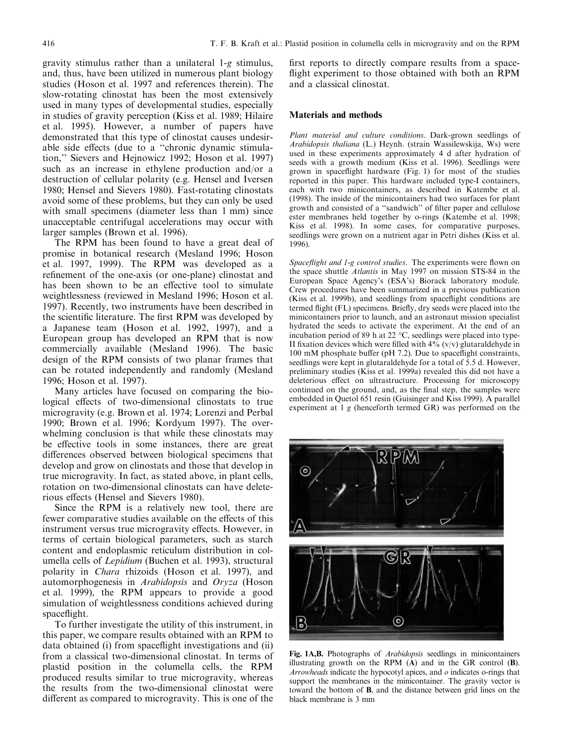gravity stimulus rather than a unilateral 1-*g* stimulus, and, thus, have been utilized in numerous plant biology studies (Hoson et al. 1997 and references therein). The slow-rotating clinostat has been the most extensively used in many types of developmental studies, especially in studies of gravity perception (Kiss et al. 1989; Hilaire et al. 1995). However, a number of papers have demonstrated that this type of clinostat causes undesirable side effects (due to a "chronic dynamic stimulation," Sievers and Hejnowicz 1992; Hoson et al. 1997) such as an increase in ethylene production and/or a destruction of cellular polarity (e.g. Hensel and Iversen 1980; Hensel and Sievers 1980). Fast-rotating clinostats avoid some of these problems, but they can only be used with small specimens (diameter less than 1 mm) since unacceptable centrifugal accelerations may occur with larger samples (Brown et al. 1996).

The RPM has been found to have a great deal of promise in botanical research (Mesland 1996; Hoson et al. 1997, 1999). The RPM was developed as a refinement of the one-axis (or one-plane) clinostat and has been shown to be an effective tool to simulate weightlessness (reviewed in Mesland 1996; Hoson et al. 1997). Recently, two instruments have been described in the scientific literature. The first RPM was developed by a Japanese team (Hoson et al. 1992, 1997), and a European group has developed an RPM that is now commercially available (Mesland 1996). The basic design of the RPM consists of two planar frames that can be rotated independently and randomly (Mesland 1996; Hoson et al. 1997).

Many articles have focused on comparing the biological effects of two-dimensional clinostats to true microgravity (e.g. Brown et al. 1974; Lorenzi and Perbal 1990; Brown et al. 1996; Kordyum 1997). The overwhelming conclusion is that while these clinostats may be effective tools in some instances, there are great differences observed between biological specimens that develop and grow on clinostats and those that develop in true microgravity. In fact, as stated above, in plant cells, rotation on two-dimensional clinostats can have deleterious effects (Hensel and Sievers 1980).

Since the RPM is a relatively new tool, there are fewer comparative studies available on the effects of this instrument versus true microgravity effects. However, in terms of certain biological parameters, such as starch content and endoplasmic reticulum distribution in columella cells of *Lepidium* (Buchen et al. 1993), structural polarity in *Chara* rhizoids (Hoson et al. 1997), and automorphogenesis in *Arabidopsis* and *Oryza* (Hoson et al. 1999), the RPM appears to provide a good simulation of weightlessness conditions achieved during spaceflight.

To further investigate the utility of this instrument, in this paper, we compare results obtained with an RPM to data obtained (i) from spaceflight investigations and (ii) from a classical two-dimensional clinostat. In terms of plastid position in the columella cells, the RPM produced results similar to true microgravity, whereas the results from the two-dimensional clinostat were different as compared to microgravity. This is one of the first reports to directly compare results from a spaceflight experiment to those obtained with both an RPM and a classical clinostat.

## Materials and methods

*Plant material and culture conditions*. Dark-grown seedlings of *Arabidopsis thaliana* (L.) Heynh. (strain Wassilewskija, Ws) were used in these experiments approximately 4 d after hydration of seeds with a growth medium (Kiss et al. 1996). Seedlings were grown in spaceflight hardware (Fig. 1) for most of the studies reported in this paper. This hardware included type-I containers, each with two minicontainers, as described in Katembe et al. (1998). The inside of the minicontainers had two surfaces for plant growth and consisted of a "sandwich" of filter paper and cellulose ester membranes held together by o-rings (Katembe et al. 1998; Kiss et al. 1998). In some cases, for comparative purposes, seedlings were grown on a nutrient agar in Petri dishes (Kiss et al. 1996).

*Spaceflight and 1-g control studies*. The experiments were flown on the space shuttle *Atlantis* in May 1997 on mission STS-84 in the European Space Agency's (ESA's) Biorack laboratory module. Crew procedures have been summarized in a previous publication (Kiss et al. 1999b), and seedlings from spaceflight conditions are termed flight (FL) specimens. Briefly, dry seeds were placed into the minicontainers prior to launch, and an astronaut mission specialist hydrated the seeds to activate the experiment. At the end of an incubation period of 89 h at 22 °C, seedlings were placed into type-II fixation devices which were filled with 4% (v/v) glutaraldehyde in 100 mM phosphate buffer (pH 7.2). Due to spaceflight constraints, seedlings were kept in glutaraldehyde for a total of 5.5 d. However, preliminary studies (Kiss et al. 1999a) revealed this did not have a deleterious effect on ultrastructure. Processing for microscopy continued on the ground, and, as the final step, the samples were embedded in Quetol 651 resin (Guisinger and Kiss 1999). A parallel experiment at 1 *g* (henceforth termed GR) was performed on the

**Fig. 1A,B.** Photographs of *Arabidopsis* seedlings in minicontainers illustrating growth on the RPM (**A**) and in the GR control (**B**). *Arrowheads* indicate the hypocotyl apices, and *o* indicates o-rings that support the membranes in the minicontainer. The gravity vector is toward the bottom of **B**, and the distance between grid lines on the black membrane is 3 mm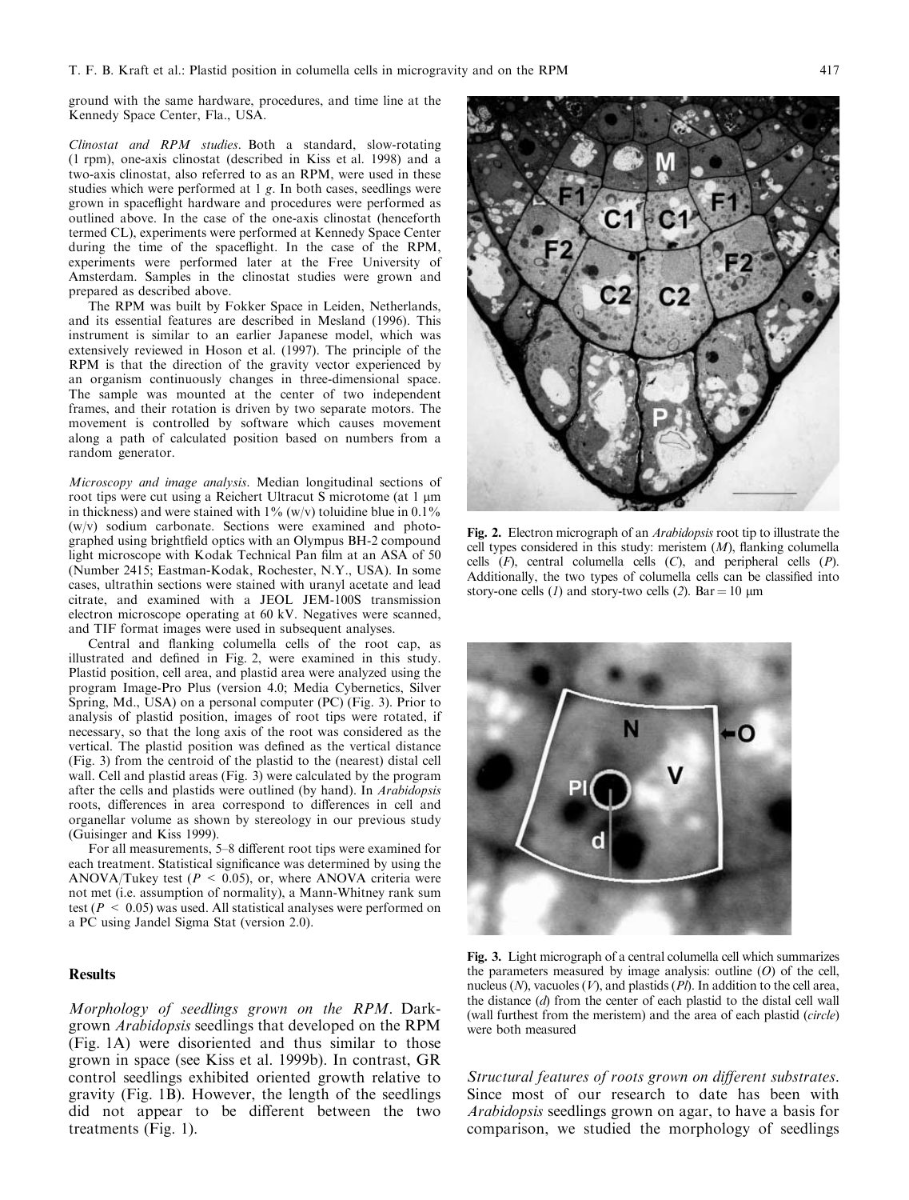ground with the same hardware, procedures, and time line at the Kennedy Space Center, Fla., USA.

*Clinostat and RPM studies.* Both a standard, slow-rotating (1 rpm), one-axis clinostat (described in Kiss et al. 1998) and a two-axis clinostat, also referred to as an RPM, were used in these studies which were performed at 1 *g*. In both cases, seedlings were grown in spaceflight hardware and procedures were performed as outlined above. In the case of the one-axis clinostat (henceforth termed CL), experiments were performed at Kennedy Space Center during the time of the spaceflight. In the case of the RPM, experiments were performed later at the Free University of Amsterdam. Samples in the clinostat studies were grown and prepared as described above.

The RPM was built by Fokker Space in Leiden, Netherlands, and its essential features are described in Mesland (1996). This instrument is similar to an earlier Japanese model, which was extensively reviewed in Hoson et al. (1997). The principle of the RPM is that the direction of the gravity vector experienced by an organism continuously changes in three-dimensional space. The sample was mounted at the center of two independent frames, and their rotation is driven by two separate motors. The movement is controlled by software which causes movement along a path of calculated position based on numbers from a random generator.

*Microscopy and image analysis.* Median longitudinal sections of root tips were cut using a Reichert Ultracut S microtome (at 1 μm in thickness) and were stained with 1% (w/v) toluidine blue in 0.1% (w/v) sodium carbonate. Sections were examined and photographed using brightfield optics with an Olympus BH-2 compound light microscope with Kodak Technical Pan film at an ASA of 50 (Number 2415; Eastman-Kodak, Rochester, N.Y., USA). In some cases, ultrathin sections were stained with uranyl acetate and lead citrate, and examined with a JEOL JEM-100S transmission electron microscope operating at 60 kV. Negatives were scanned, and TIF format images were used in subsequent analyses.

Central and flanking columella cells of the root cap, as illustrated and defined in Fig. 2, were examined in this study. Plastid position, cell area, and plastid area were analyzed using the program Image-Pro Plus (version 4.0; Media Cybernetics, Silver Spring, Md., USA) on a personal computer (PC) (Fig. 3). Prior to analysis of plastid position, images of root tips were rotated, if necessary, so that the long axis of the root was considered as the vertical. The plastid position was defined as the vertical distance (Fig. 3) from the centroid of the plastid to the (nearest) distal cell wall. Cell and plastid areas (Fig. 3) were calculated by the program after the cells and plastids were outlined (by hand). In *Arabidopsis* roots, differences in area correspond to differences in cell and organellar volume as shown by stereology in our previous study (Guisinger and Kiss 1999).

For all measurements, 5–8 different root tips were examined for each treatment. Statistical significance was determined by using the ANOVA/Tukey test ($P < 0.05$), or, where ANOVA criteria were not met (i.e. assumption of normality), a Mann-Whitney rank sum test ($P < 0.05$) was used. All statistical analyses were performed on a PC using Jandel Sigma Stat (version 2.0).

## Results

*Morphology of seedlings grown on the RPM.* Dark-grown *Arabidopsis* seedlings that developed on the RPM (Fig. 1A) were disoriented and thus similar to those grown in space (see Kiss et al. 1999b). In contrast, GR control seedlings exhibited oriented growth relative to gravity (Fig. 1B). However, the length of the seedlings did not appear to be different between the two treatments (Fig. 1).

**Fig. 2.** Electron micrograph of an *Arabidopsis* root tip to illustrate the cell types considered in this study: meristem (*M*), flanking columella cells (*F*), central columella cells (*C*), and peripheral cells (*P*). Additionally, the two types of columella cells can be classified into story-one cells (*1*) and story-two cells (*2*). Bar = 10 μm

**Fig. 3.** Light micrograph of a central columella cell which summarizes the parameters measured by image analysis: outline (*O*) of the cell, nucleus (*N*), vacuoles (*V*), and plastids (*Pl*). In addition to the cell area, the distance (*d*) from the center of each plastid to the distal cell wall (wall furthest from the meristem) and the area of each plastid (*circle*) were both measured

*Structural features of roots grown on different substrates.* Since most of our research to date has been with *Arabidopsis* seedlings grown on agar, to have a basis for comparison, we studied the morphology of seedlings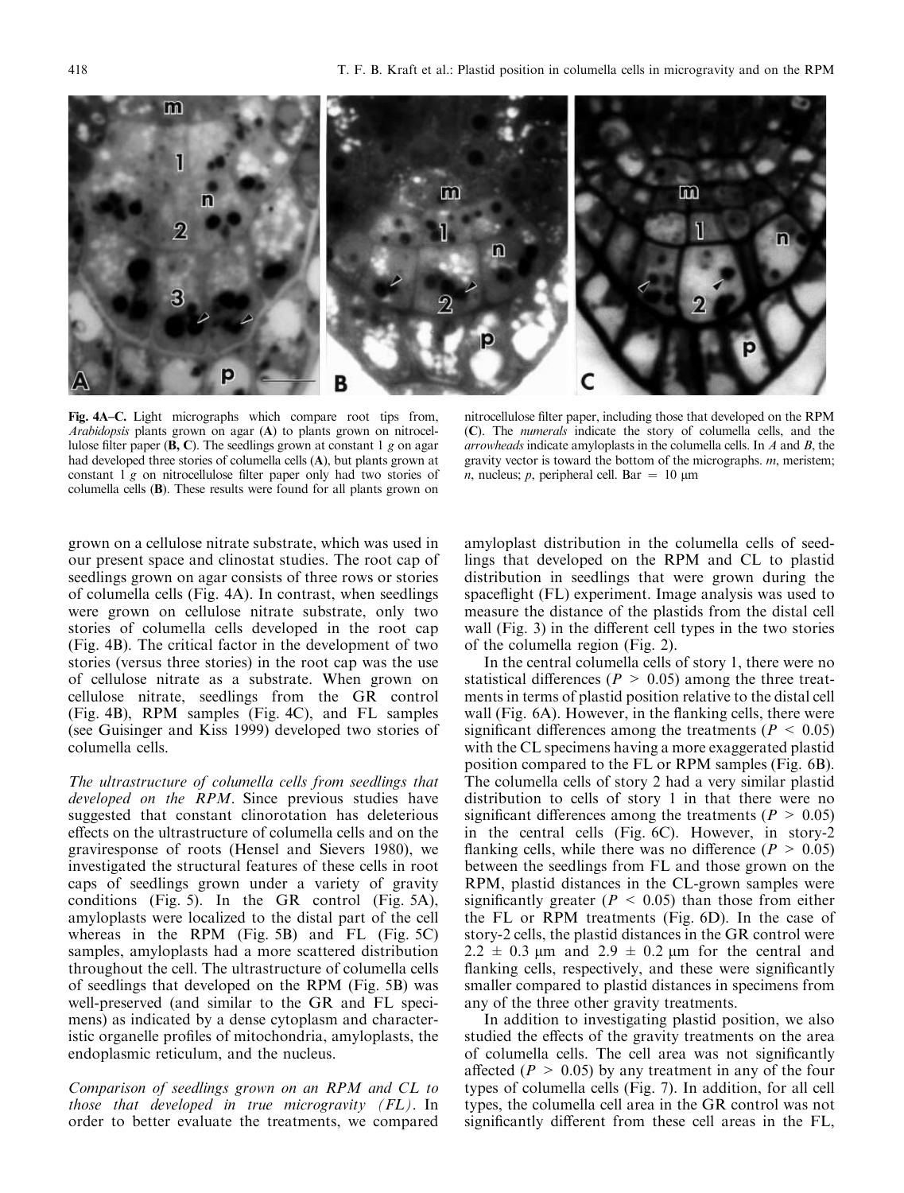Fig. 4A–C. Light micrographs which compare root tips from, *Arabidopsis* plants grown on agar (**A**) to plants grown on nitrocellulose filter paper (**B, C**). The seedlings grown at constant 1 *g* on agar had developed three stories of columella cells (**A**), but plants grown at constant 1 *g* on nitrocellulose filter paper only had two stories of columella cells (**B**). These results were found for all plants grown on nitrocellulose filter paper, including those that developed on the RPM (**C**). The *numerals* indicate the story of columella cells, and the *arrowheads* indicate amyloplasts in the columella cells. In *A* and *B*, the gravity vector is toward the bottom of the micrographs. *m*, meristem; *n*, nucleus; *p*, peripheral cell. Bar = 10 μm

grown on a cellulose nitrate substrate, which was used in our present space and clinostat studies. The root cap of seedlings grown on agar consists of three rows or stories of columella cells (Fig. 4A). In contrast, when seedlings were grown on cellulose nitrate substrate, only two stories of columella cells developed in the root cap (Fig. 4B). The critical factor in the development of two stories (versus three stories) in the root cap was the use of cellulose nitrate as a substrate. When grown on cellulose nitrate, seedlings from the GR control (Fig. 4B), RPM samples (Fig. 4C), and FL samples (see Guisinger and Kiss 1999) developed two stories of columella cells.

*The ultrastructure of columella cells from seedlings that developed on the RPM*. Since previous studies have suggested that constant clinorotation has deleterious effects on the ultrastructure of columella cells and on the graviresponse of roots (Hensel and Sievers 1980), we investigated the structural features of these cells in root caps of seedlings grown under a variety of gravity conditions (Fig. 5). In the GR control (Fig. 5A), amyloplasts were localized to the distal part of the cell whereas in the RPM (Fig. 5B) and FL (Fig. 5C) samples, amyloplasts had a more scattered distribution throughout the cell. The ultrastructure of columella cells of seedlings that developed on the RPM (Fig. 5B) was well-preserved (and similar to the GR and FL specimens) as indicated by a dense cytoplasm and characteristic organelle profiles of mitochondria, amyloplasts, the endoplasmic reticulum, and the nucleus.

*Comparison of seedlings grown on an RPM and CL to those that developed in true microgravity (FL)*. In order to better evaluate the treatments, we compared amyloplast distribution in the columella cells of seedlings that developed on the RPM and CL to plastid distribution in seedlings that were grown during the spaceflight (FL) experiment. Image analysis was used to measure the distance of the plastids from the distal cell wall (Fig. 3) in the different cell types in the two stories of the columella region (Fig. 2).

In the central columella cells of story 1, there were no statistical differences ($P > 0.05$) among the three treatments in terms of plastid position relative to the distal cell wall (Fig. 6A). However, in the flanking cells, there were significant differences among the treatments ($P < 0.05$) with the CL specimens having a more exaggerated plastid position compared to the FL or RPM samples (Fig. 6B). The columella cells of story 2 had a very similar plastid distribution to cells of story 1 in that there were no significant differences among the treatments ($P > 0.05$) in the central cells (Fig. 6C). However, in story-2 flanking cells, while there was no difference ($P > 0.05$) between the seedlings from FL and those grown on the RPM, plastid distances in the CL-grown samples were significantly greater ($P < 0.05$) than those from either the FL or RPM treatments (Fig. 6D). In the case of story-2 cells, the plastid distances in the GR control were $2.2 \pm 0.3$ μm and $2.9 \pm 0.2$ μm for the central and flanking cells, respectively, and these were significantly smaller compared to plastid distances in specimens from any of the three other gravity treatments.

In addition to investigating plastid position, we also studied the effects of the gravity treatments on the area of columella cells. The cell area was not significantly affected ($P > 0.05$) by any treatment in any of the four types of columella cells (Fig. 7). In addition, for all cell types, the columella cell area in the GR control was not significantly different from these cell areas in the FL,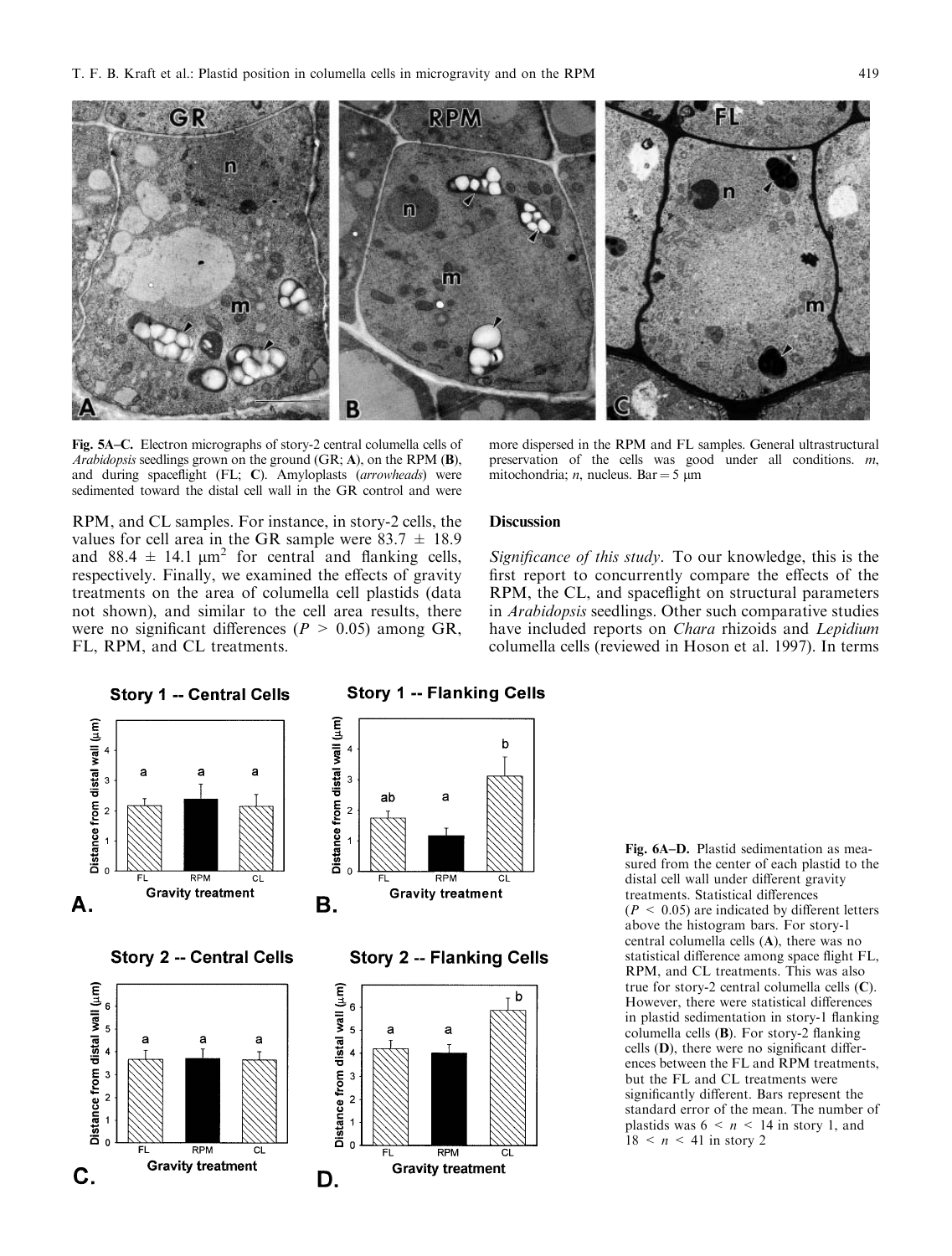Fig. 5A–C. Electron micrographs of story-2 central columella cells of *Arabidopsis* seedlings grown on the ground (GR; **A**), on the RPM (**B**), and during spaceflight (FL; **C**). Amyloplasts (*arrowheads*) were sedimented toward the distal cell wall in the GR control and were more dispersed in the RPM and FL samples. General ultrastructural preservation of the cells was good under all conditions. *m*, mitochondria; *n*, nucleus. Bar = 5 μm

RPM, and CL samples. For instance, in story-2 cells, the values for cell area in the GR sample were 83.7 ± 18.9 and 88.4 ± 14.1 $\mu m^2$ for central and flanking cells, respectively. Finally, we examined the effects of gravity treatments on the area of columella cell plastids (data not shown), and similar to the cell area results, there were no significant differences ($P > 0.05$) among GR, FL, RPM, and CL treatments.

## Discussion

*Significance of this study*. To our knowledge, this is the first report to concurrently compare the effects of the RPM, the CL, and spaceflight on structural parameters in *Arabidopsis* seedlings. Other such comparative studies have included reports on *Chara* rhizoids and *Lepidium* columella cells (reviewed in Hoson et al. 1997). In terms

Fig. 6A–D. Plastid sedimentation as measured from the center of each plastid to the distal cell wall under different gravity treatments. Statistical differences ($P < 0.05$) are indicated by different letters above the histogram bars. For story-1 central columella cells (**A**), there was no statistical difference among space flight FL, RPM, and CL treatments. This was also true for story-2 central columella cells (**C**). However, there were statistical differences in plastid sedimentation in story-1 flanking columella cells (**B**). For story-2 flanking cells (**D**), there were no significant differences between the FL and RPM treatments, but the FL and CL treatments were significantly different. Bars represent the standard error of the mean. The number of plastids was $6 < n < 14$ in story 1, and $18 < n < 41$ in story 2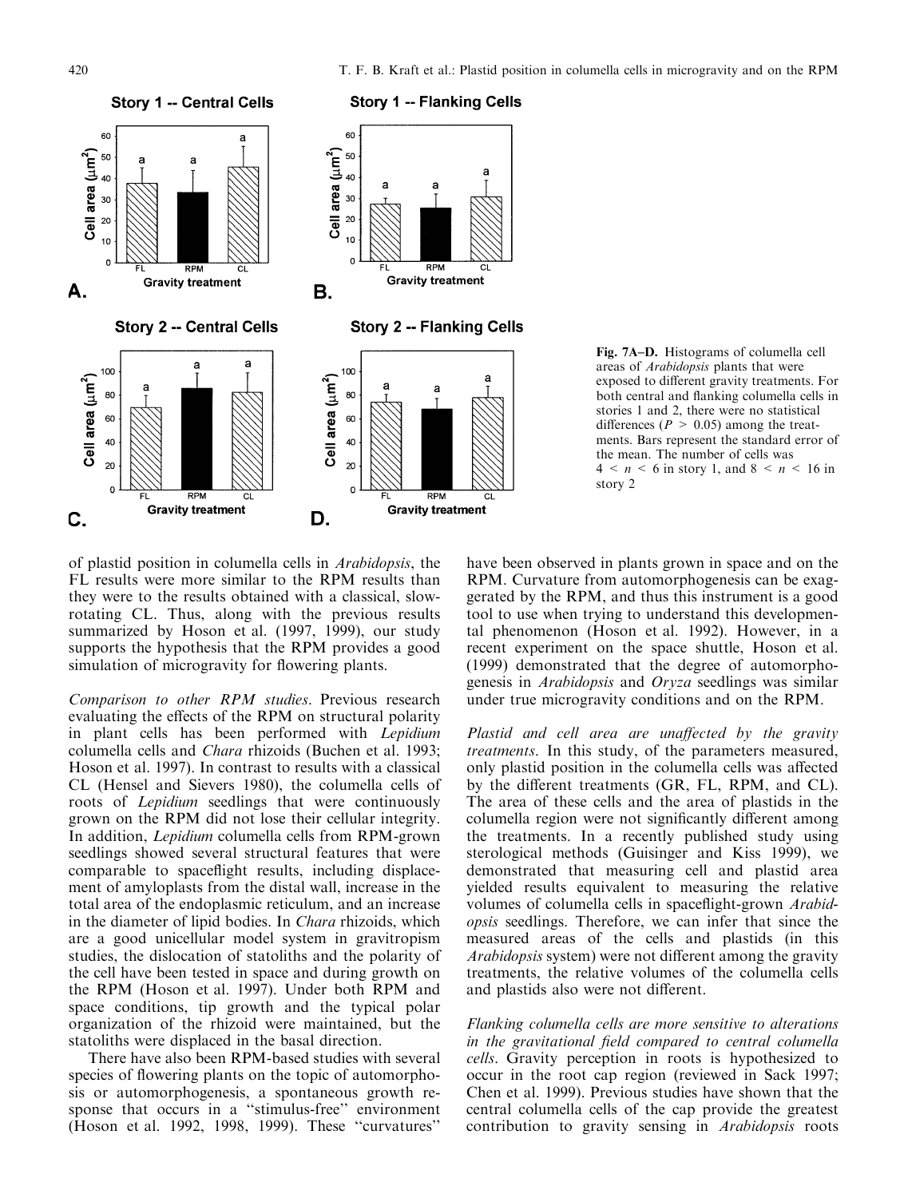Fig. 7A–D. Histograms of columella cell areas of *Arabidopsis* plants that were exposed to different gravity treatments. For both central and flanking columella cells in stories 1 and 2, there were no statistical differences ($P > 0.05$) among the treatments. Bars represent the standard error of the mean. The number of cells was $4 < n < 6$ in story 1, and $8 < n < 16$ in story 2

of plastid position in columella cells in *Arabidopsis*, the FL results were more similar to the RPM results than they were to the results obtained with a classical, slow-rotating CL. Thus, along with the previous results summarized by Hoson et al. (1997, 1999), our study supports the hypothesis that the RPM provides a good simulation of microgravity for flowering plants.

*Comparison to other RPM studies*. Previous research evaluating the effects of the RPM on structural polarity in plant cells has been performed with *Lepidium* columella cells and *Chara* rhizoids (Buchen et al. 1993; Hoson et al. 1997). In contrast to results with a classical CL (Hensel and Sievers 1980), the columella cells of roots of *Lepidium* seedlings that were continuously grown on the RPM did not lose their cellular integrity. In addition, *Lepidium* columella cells from RPM-grown seedlings showed several structural features that were comparable to spaceflight results, including displacement of amyloplasts from the distal wall, increase in the total area of the endoplasmic reticulum, and an increase in the diameter of lipid bodies. In *Chara* rhizoids, which are a good unicellular model system in gravitropism studies, the dislocation of statoliths and the polarity of the cell have been tested in space and during growth on the RPM (Hoson et al. 1997). Under both RPM and space conditions, tip growth and the typical polar organization of the rhizoid were maintained, but the statoliths were displaced in the basal direction.

There have also been RPM-based studies with several species of flowering plants on the topic of automorphosis or automorphogenesis, a spontaneous growth response that occurs in a "stimulus-free" environment (Hoson et al. 1992, 1998, 1999). These "curvatures" have been observed in plants grown in space and on the RPM. Curvature from automorphogenesis can be exaggerated by the RPM, and thus this instrument is a good tool to use when trying to understand this developmental phenomenon (Hoson et al. 1992). However, in a recent experiment on the space shuttle, Hoson et al. (1999) demonstrated that the degree of automorphogenesis in *Arabidopsis* and *Oryza* seedlings was similar under true microgravity conditions and on the RPM.

*Plastid and cell area are unaffected by the gravity treatments*. In this study, of the parameters measured, only plastid position in the columella cells was affected by the different treatments (GR, FL, RPM, and CL). The area of these cells and the area of plastids in the columella region were not significantly different among the treatments. In a recently published study using sterological methods (Guisinger and Kiss 1999), we demonstrated that measuring cell and plastid area yielded results equivalent to measuring the relative volumes of columella cells in spaceflight-grown *Arabidopsis* seedlings. Therefore, we can infer that since the measured areas of the cells and plastids (in this *Arabidopsis* system) were not different among the gravity treatments, the relative volumes of the columella cells and plastids also were not different.

*Flanking columella cells are more sensitive to alterations in the gravitational field compared to central columella cells*. Gravity perception in roots is hypothesized to occur in the root cap region (reviewed in Sack 1997; Chen et al. 1999). Previous studies have shown that the central columella cells of the cap provide the greatest contribution to gravity sensing in *Arabidopsis* roots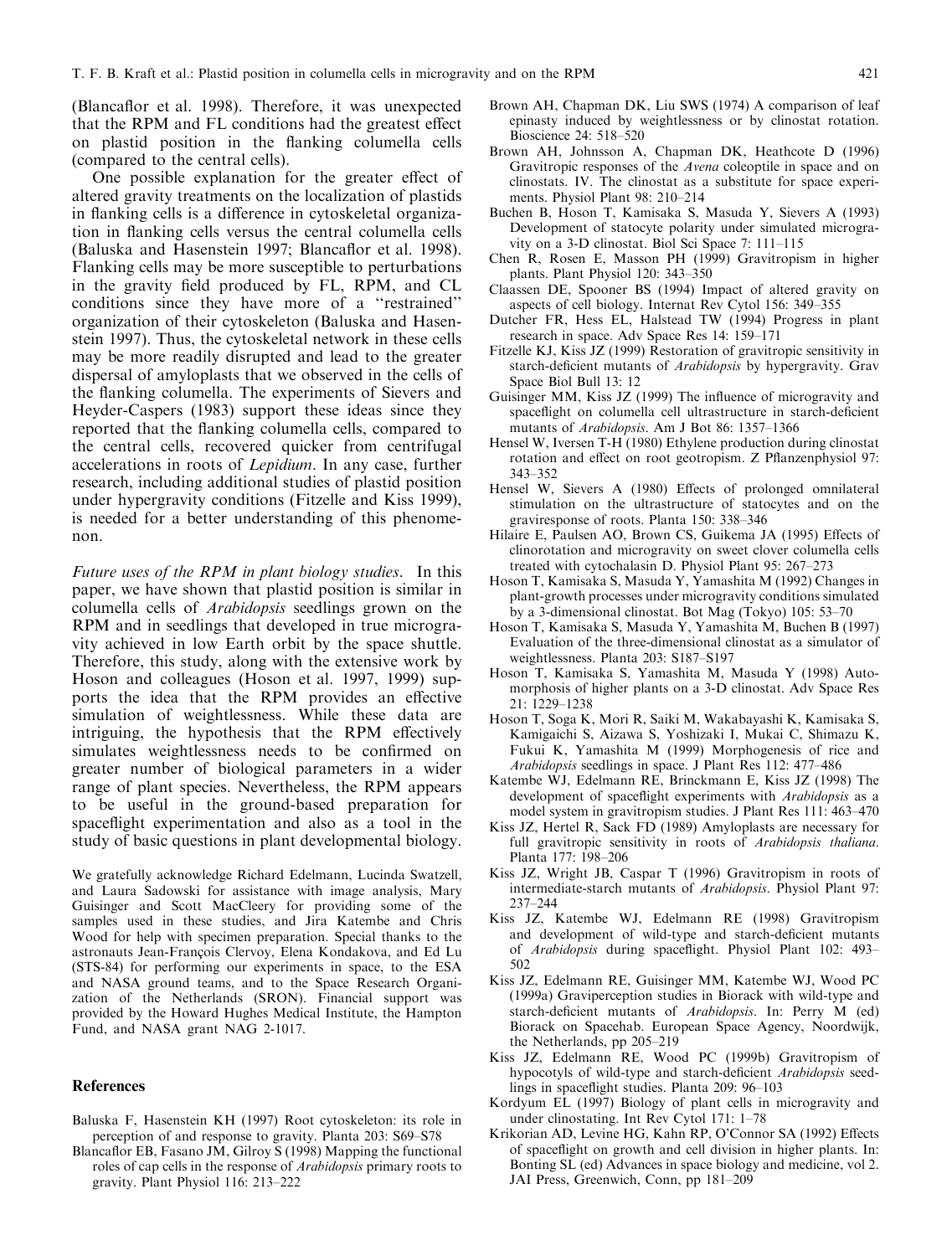(Blancaflor et al. 1998). Therefore, it was unexpected that the RPM and FL conditions had the greatest effect on plastid position in the flanking columella cells (compared to the central cells).

One possible explanation for the greater effect of altered gravity treatments on the localization of plastids in flanking cells is a difference in cytoskeletal organization in flanking cells versus the central columella cells (Baluska and Hasenstein 1997; Blancaflor et al. 1998). Flanking cells may be more susceptible to perturbations in the gravity field produced by FL, RPM, and CL conditions since they have more of a "restrained" organization of their cytoskeleton (Baluska and Hasenstein 1997). Thus, the cytoskeletal network in these cells may be more readily disrupted and lead to the greater dispersal of amyloplasts that we observed in the cells of the flanking columella. The experiments of Sievers and Heyder-Caspers (1983) support these ideas since they reported that the flanking columella cells, compared to the central cells, recovered quicker from centrifugal accelerations in roots of *Lepidium*. In any case, further research, including additional studies of plastid position under hypergravity conditions (Fitzelle and Kiss 1999), is needed for a better understanding of this phenomenon.

*Future uses of the RPM in plant biology studies*. In this paper, we have shown that plastid position is similar in columella cells of *Arabidopsis* seedlings grown on the RPM and in seedlings that developed in true microgravity achieved in low Earth orbit by the space shuttle. Therefore, this study, along with the extensive work by Hoson and colleagues (Hoson et al. 1997, 1999) supports the idea that the RPM provides an effective simulation of weightlessness. While these data are intriguing, the hypothesis that the RPM effectively simulates weightlessness needs to be confirmed on greater number of biological parameters in a wider range of plant species. Nevertheless, the RPM appears to be useful in the ground-based preparation for spaceflight experimentation and also as a tool in the study of basic questions in plant developmental biology.

We gratefully acknowledge Richard Edelmann, Lucinda Swatzell, and Laura Sadowski for assistance with image analysis, Mary Guisinger and Scott MacCleery for providing some of the samples used in these studies, and Jira Katembe and Chris Wood for help with specimen preparation. Special thanks to the astronauts Jean-François Clervoy, Elena Kondakova, and Ed Lu (STS-84) for performing our experiments in space, to the ESA and NASA ground teams, and to the Space Research Organization of the Netherlands (SRON). Financial support was provided by the Howard Hughes Medical Institute, the Hampton Fund, and NASA grant NAG 2-1017.

## References

Baluska F, Hasenstein KH (1997) Root cytoskeleton: its role in perception of and response to gravity. Planta 203: S69–S78

Blancaflor EB, Fasano JM, Gilroy S (1998) Mapping the functional roles of cap cells in the response of *Arabidopsis* primary roots to gravity. Plant Physiol 116: 213–222

Brown AH, Chapman DK, Liu SWS (1974) A comparison of leaf epinasty induced by weightlessness or by clinostat rotation. Bioscience 24: 518–520

Brown AH, Johnsson A, Chapman DK, Heathcote D (1996) Gravitropic responses of the *Avena* coleoptile in space and on clinostats. IV. The clinostat as a substitute for space experiments. Physiol Plant 98: 210–214

Buchen B, Hoson T, Kamisaka S, Masuda Y, Sievers A (1993) Development of statocyte polarity under simulated microgravity on a 3-D clinostat. Biol Sci Space 7: 111–115

Chen R, Rosen E, Masson PH (1999) Gravitropism in higher plants. Plant Physiol 120: 343–350

Claassen DE, Spooner BS (1994) Impact of altered gravity on aspects of cell biology. Internat Rev Cytol 156: 349–355

Dutcher FR, Hess EL, Halstead TW (1994) Progress in plant research in space. Adv Space Res 14: 159–171

Fitzelle KJ, Kiss JZ (1999) Restoration of gravitropic sensitivity in starch-deficient mutants of *Arabidopsis* by hypergravity. Grav Space Biol Bull 13: 12

Guisinger MM, Kiss JZ (1999) The influence of microgravity and spaceflight on columella cell ultrastructure in starch-deficient mutants of *Arabidopsis*. Am J Bot 86: 1357–1366

Hensel W, Iversen T-H (1980) Ethylene production during clinostat rotation and effect on root geotropism. Z Pflanzenphysiol 97: 343–352

Hensel W, Sievers A (1980) Effects of prolonged omnilateral stimulation on the ultrastructure of statocytes and on the graviresponse of roots. Planta 150: 338–346

Hilaire E, Paulsen AO, Brown CS, Guikema JA (1995) Effects of clinorotation and microgravity on sweet clover columella cells treated with cytochalasin D. Physiol Plant 95: 267–273

Hoson T, Kamisaka S, Masuda Y, Yamashita M (1992) Changes in plant-growth processes under microgravity conditions simulated by a 3-dimensional clinostat. Bot Mag (Tokyo) 105: 53–70

Hoson T, Kamisaka S, Masuda Y, Yamashita M, Buchen B (1997) Evaluation of the three-dimensional clinostat as a simulator of weightlessness. Planta 203: S187–S197

Hoson T, Kamisaka S, Yamashita M, Masuda Y (1998) Automorphosis of higher plants on a 3-D clinostat. Adv Space Res 21: 1229–1238

Hoson T, Soga K, Mori R, Saiki M, Wakabayashi K, Kamisaka S, Kamigaichi S, Aizawa S, Yoshizaki I, Mukai C, Shimazu K, Fukui K, Yamashita M (1999) Morphogenesis of rice and *Arabidopsis* seedlings in space. J Plant Res 112: 477–486

Katembe WJ, Edelmann RE, Brinckmann E, Kiss JZ (1998) The development of spaceflight experiments with *Arabidopsis* as a model system in gravitropism studies. J Plant Res 111: 463–470

Kiss JZ, Hertel R, Sack FD (1989) Amyloplasts are necessary for full gravitropic sensitivity in roots of *Arabidopsis thaliana*. Planta 177: 198–206

Kiss JZ, Wright JB, Caspar T (1996) Gravitropism in roots of intermediate-starch mutants of *Arabidopsis*. Physiol Plant 97: 237–244

Kiss JZ, Katembe WJ, Edelmann RE (1998) Gravitropism and development of wild-type and starch-deficient mutants of *Arabidopsis* during spaceflight. Physiol Plant 102: 493–502

Kiss JZ, Edelmann RE, Guisinger MM, Katembe WJ, Wood PC (1999a) Graviperception studies in Biorack with wild-type and starch-deficient mutants of *Arabidopsis*. In: Perry M (ed) Biorack on Spacehab. European Space Agency, Noordwijk, the Netherlands, pp 205–219

Kiss JZ, Edelmann RE, Wood PC (1999b) Gravitropism of hypocotyls of wild-type and starch-deficient *Arabidopsis* seedlings in spaceflight studies. Planta 209: 96–103

Kordyum EL (1997) Biology of plant cells in microgravity and under clinostating. Int Rev Cytol 171: 1–78

Krikorian AD, Levine HG, Kahn RP, O'Connor SA (1992) Effects of spaceflight on growth and cell division in higher plants. In: Bonting SL (ed) Advances in space biology and medicine, vol 2. JAI Press, Greenwich, Conn, pp 181–209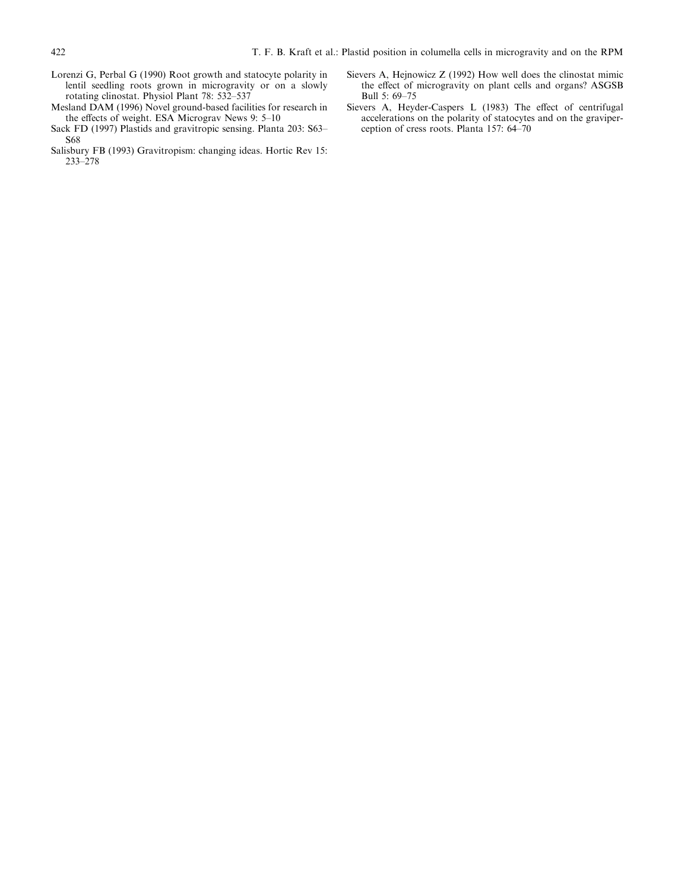Lorenzi G, Perbal G (1990) Root growth and statocyte polarity in lentil seedling roots grown in microgravity or on a slowly rotating clinostat. Physiol Plant 78: 532–537

Mesland DAM (1996) Novel ground-based facilities for research in the effects of weight. ESA Micrograv News 9: 5–10

Sack FD (1997) Plastids and gravitropic sensing. Planta 203: S63–S68

Salisbury FB (1993) Gravitropism: changing ideas. Hortic Rev 15: 233–278

Sievers A, Hejnowicz Z (1992) How well does the clinostat mimic the effect of microgravity on plant cells and organs? ASGSB Bull 5: 69–75

Sievers A, Heyder-Caspers L (1983) The effect of centrifugal accelerations on the polarity of statocytes and on the graviperception of cress roots. Planta 157: 64–70